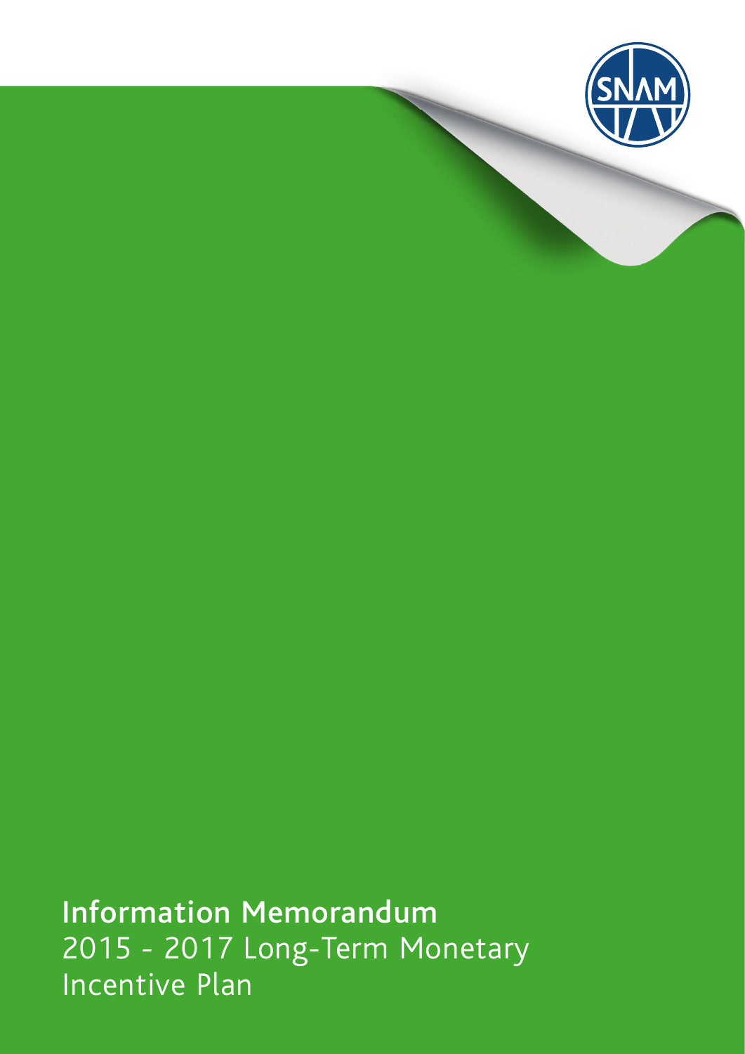# Information Memorandum

2015 - 2017 Long-Term Monetary Incentive Plan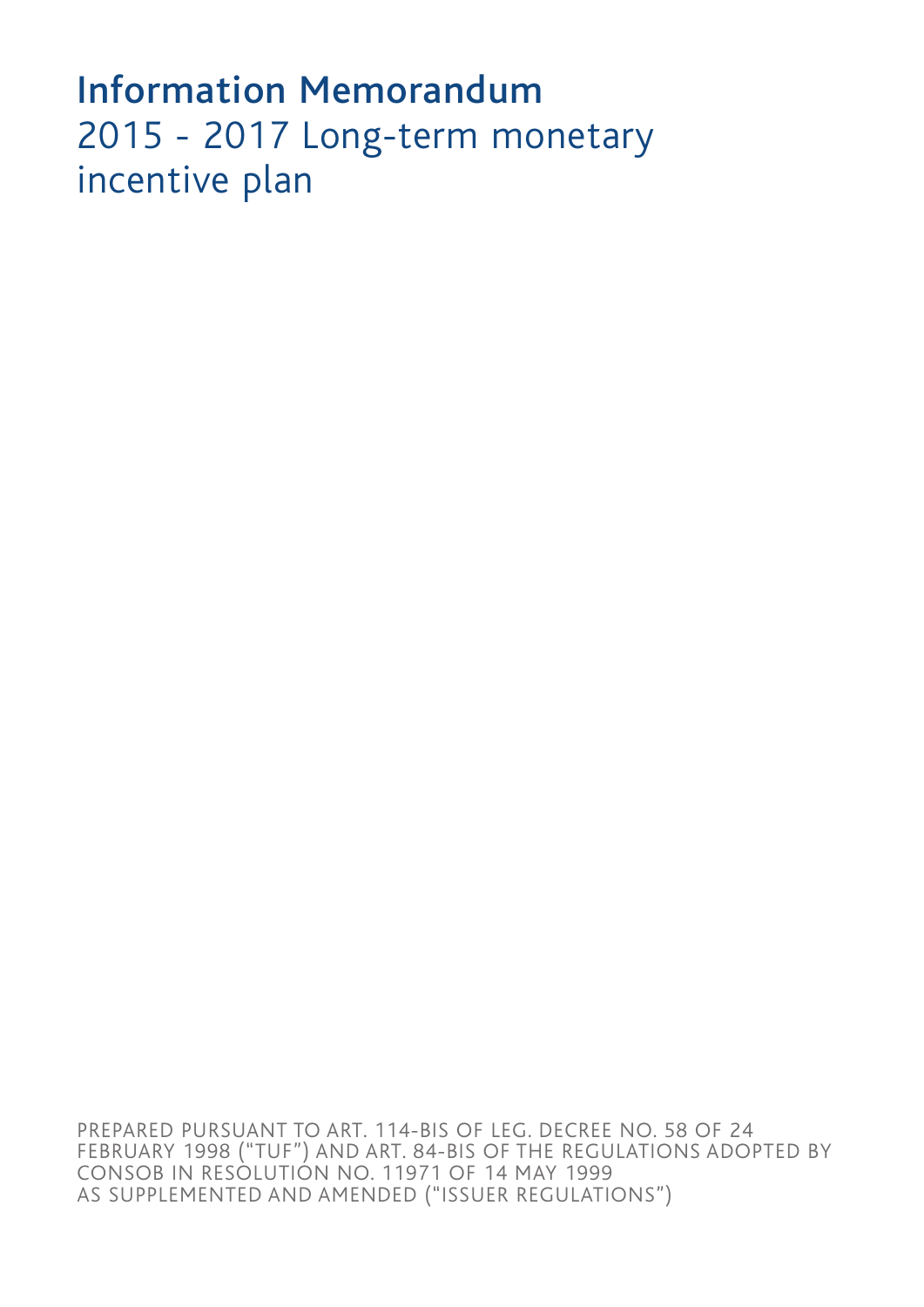# Information Memorandum

2015 - 2017 Long-term monetary incentive plan

PREPARED PURSUANT TO ART. 114-BIS OF LEG. DECREE NO. 58 OF 24 FEBRUARY 1998 ("TUF") AND ART. 84-BIS OF THE REGULATIONS ADOPTED BY CONSOB IN RESOLUTION NO. 11971 OF 14 MAY 1999 AS SUPPLEMENTED AND AMENDED ("ISSUER REGULATIONS")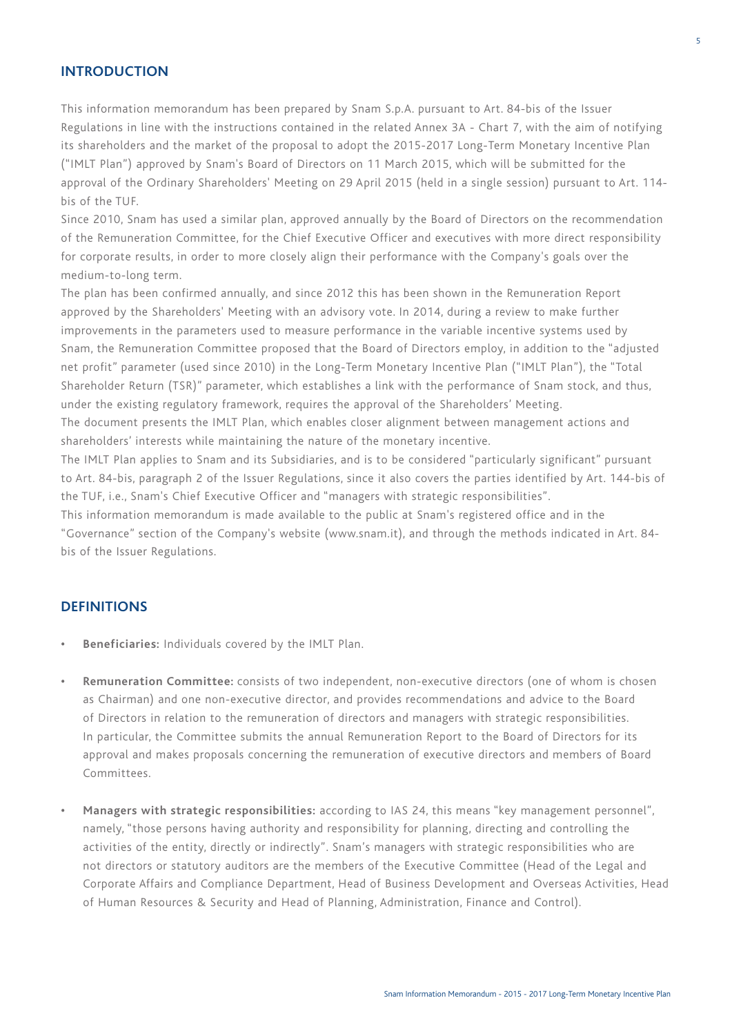## INTRODUCTION

This information memorandum has been prepared by Snam S.p.A. pursuant to Art. 84-bis of the Issuer Regulations in line with the instructions contained in the related Annex 3A - Chart 7, with the aim of notifying its shareholders and the market of the proposal to adopt the 2015-2017 Long-Term Monetary Incentive Plan ("IMLT Plan") approved by Snam's Board of Directors on 11 March 2015, which will be submitted for the approval of the Ordinary Shareholders' Meeting on 29 April 2015 (held in a single session) pursuant to Art. 114-bis of the TUF.

Since 2010, Snam has used a similar plan, approved annually by the Board of Directors on the recommendation of the Remuneration Committee, for the Chief Executive Officer and executives with more direct responsibility for corporate results, in order to more closely align their performance with the Company's goals over the medium-to-long term.

The plan has been confirmed annually, and since 2012 this has been shown in the Remuneration Report approved by the Shareholders' Meeting with an advisory vote. In 2014, during a review to make further improvements in the parameters used to measure performance in the variable incentive systems used by Snam, the Remuneration Committee proposed that the Board of Directors employ, in addition to the "adjusted net profit" parameter (used since 2010) in the Long-Term Monetary Incentive Plan ("IMLT Plan"), the "Total Shareholder Return (TSR)" parameter, which establishes a link with the performance of Snam stock, and thus, under the existing regulatory framework, requires the approval of the Shareholders' Meeting.

The document presents the IMLT Plan, which enables closer alignment between management actions and shareholders' interests while maintaining the nature of the monetary incentive.

The IMLT Plan applies to Snam and its Subsidiaries, and is to be considered "particularly significant" pursuant to Art. 84-bis, paragraph 2 of the Issuer Regulations, since it also covers the parties identified by Art. 144-bis of the TUF, i.e., Snam's Chief Executive Officer and "managers with strategic responsibilities".

This information memorandum is made available to the public at Snam's registered office and in the "Governance" section of the Company's website (www.snam.it), and through the methods indicated in Art. 84-bis of the Issuer Regulations.

## DEFINITIONS

- **Beneficiaries:** Individuals covered by the IMLT Plan.
- **Remuneration Committee:** consists of two independent, non-executive directors (one of whom is chosen as Chairman) and one non-executive director, and provides recommendations and advice to the Board of Directors in relation to the remuneration of directors and managers with strategic responsibilities. In particular, the Committee submits the annual Remuneration Report to the Board of Directors for its approval and makes proposals concerning the remuneration of executive directors and members of Board Committees.
- **Managers with strategic responsibilities:** according to IAS 24, this means "key management personnel", namely, "those persons having authority and responsibility for planning, directing and controlling the activities of the entity, directly or indirectly". Snam's managers with strategic responsibilities who are not directors or statutory auditors are the members of the Executive Committee (Head of the Legal and Corporate Affairs and Compliance Department, Head of Business Development and Overseas Activities, Head of Human Resources & Security and Head of Planning, Administration, Finance and Control).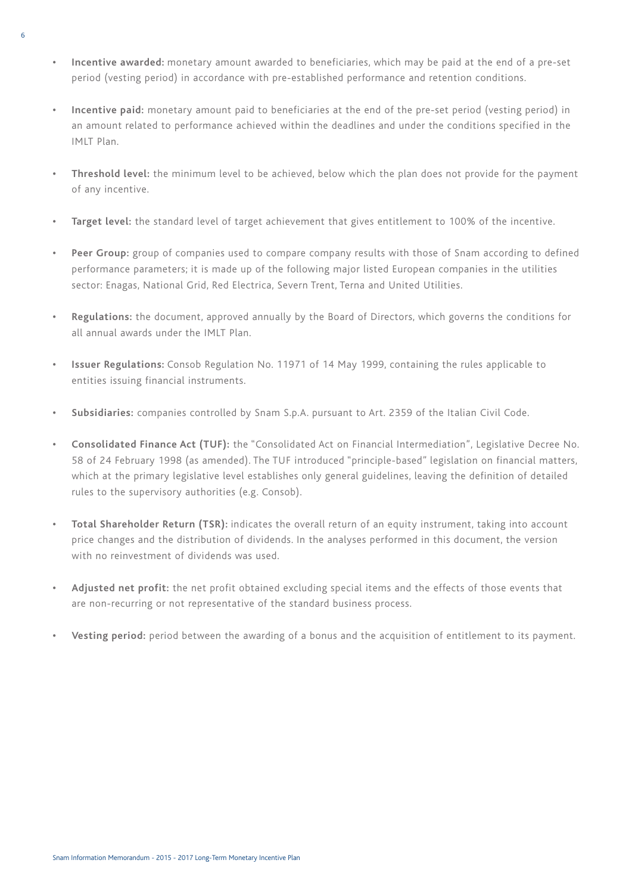- **Incentive awarded:** monetary amount awarded to beneficiaries, which may be paid at the end of a pre-set period (vesting period) in accordance with pre-established performance and retention conditions.

- **Incentive paid:** monetary amount paid to beneficiaries at the end of the pre-set period (vesting period) in an amount related to performance achieved within the deadlines and under the conditions specified in the IMLT Plan.

- **Threshold level:** the minimum level to be achieved, below which the plan does not provide for the payment of any incentive.

- **Target level:** the standard level of target achievement that gives entitlement to 100% of the incentive.

- **Peer Group:** group of companies used to compare company results with those of Snam according to defined performance parameters; it is made up of the following major listed European companies in the utilities sector: Enagas, National Grid, Red Electrica, Severn Trent, Terna and United Utilities.

- **Regulations:** the document, approved annually by the Board of Directors, which governs the conditions for all annual awards under the IMLT Plan.

- **Issuer Regulations:** Consob Regulation No. 11971 of 14 May 1999, containing the rules applicable to entities issuing financial instruments.

- **Subsidiaries:** companies controlled by Snam S.p.A. pursuant to Art. 2359 of the Italian Civil Code.

- **Consolidated Finance Act (TUF):** the "Consolidated Act on Financial Intermediation", Legislative Decree No. 58 of 24 February 1998 (as amended). The TUF introduced "principle-based" legislation on financial matters, which at the primary legislative level establishes only general guidelines, leaving the definition of detailed rules to the supervisory authorities (e.g. Consob).

- **Total Shareholder Return (TSR):** indicates the overall return of an equity instrument, taking into account price changes and the distribution of dividends. In the analyses performed in this document, the version with no reinvestment of dividends was used.

- **Adjusted net profit:** the net profit obtained excluding special items and the effects of those events that are non-recurring or not representative of the standard business process.

- **Vesting period:** period between the awarding of a bonus and the acquisition of entitlement to its payment.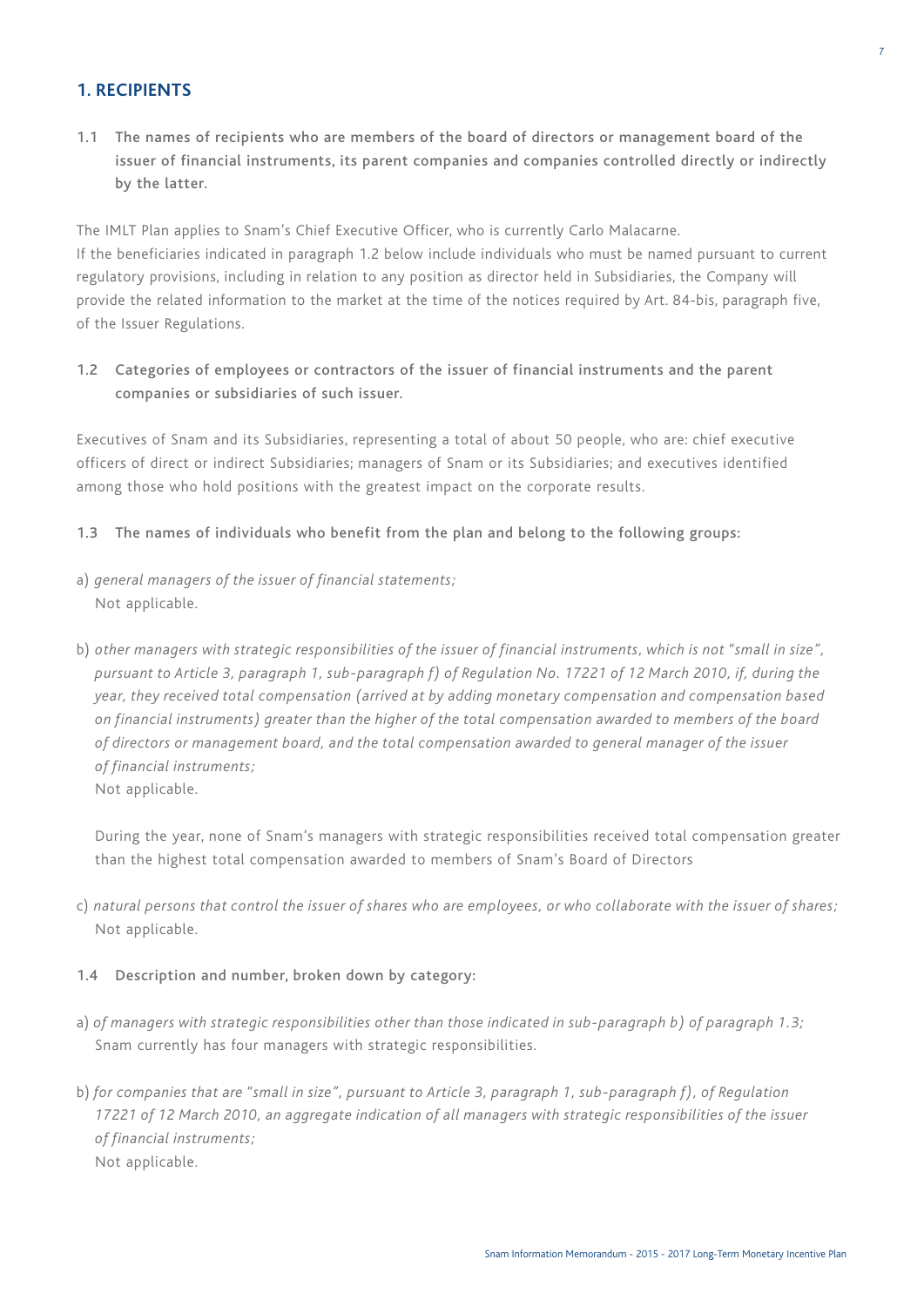## 1. RECIPIENTS

### 1.1 The names of recipients who are members of the board of directors or management board of the issuer of financial instruments, its parent companies and companies controlled directly or indirectly by the latter.

The IMLT Plan applies to Snam's Chief Executive Officer, who is currently Carlo Malacarne.
If the beneficiaries indicated in paragraph 1.2 below include individuals who must be named pursuant to current regulatory provisions, including in relation to any position as director held in Subsidiaries, the Company will provide the related information to the market at the time of the notices required by Art. 84-bis, paragraph five, of the Issuer Regulations.

### 1.2 Categories of employees or contractors of the issuer of financial instruments and the parent companies or subsidiaries of such issuer.

Executives of Snam and its Subsidiaries, representing a total of about 50 people, who are: chief executive officers of direct or indirect Subsidiaries; managers of Snam or its Subsidiaries; and executives identified among those who hold positions with the greatest impact on the corporate results.

### 1.3 The names of individuals who benefit from the plan and belong to the following groups:

a) *general managers of the issuer of financial statements;*
Not applicable.

b) *other managers with strategic responsibilities of the issuer of financial instruments, which is not "small in size", pursuant to Article 3, paragraph 1, sub-paragraph f) of Regulation No. 17221 of 12 March 2010, if, during the year, they received total compensation (arrived at by adding monetary compensation and compensation based on financial instruments) greater than the higher of the total compensation awarded to members of the board of directors or management board, and the total compensation awarded to general manager of the issuer of financial instruments;*
Not applicable.

During the year, none of Snam's managers with strategic responsibilities received total compensation greater than the highest total compensation awarded to members of Snam's Board of Directors

c) *natural persons that control the issuer of shares who are employees, or who collaborate with the issuer of shares;*
Not applicable.

### 1.4 Description and number, broken down by category:

a) *of managers with strategic responsibilities other than those indicated in sub-paragraph b) of paragraph 1.3;*
Snam currently has four managers with strategic responsibilities.

b) *for companies that are "small in size", pursuant to Article 3, paragraph 1, sub-paragraph f), of Regulation 17221 of 12 March 2010, an aggregate indication of all managers with strategic responsibilities of the issuer of financial instruments;*
Not applicable.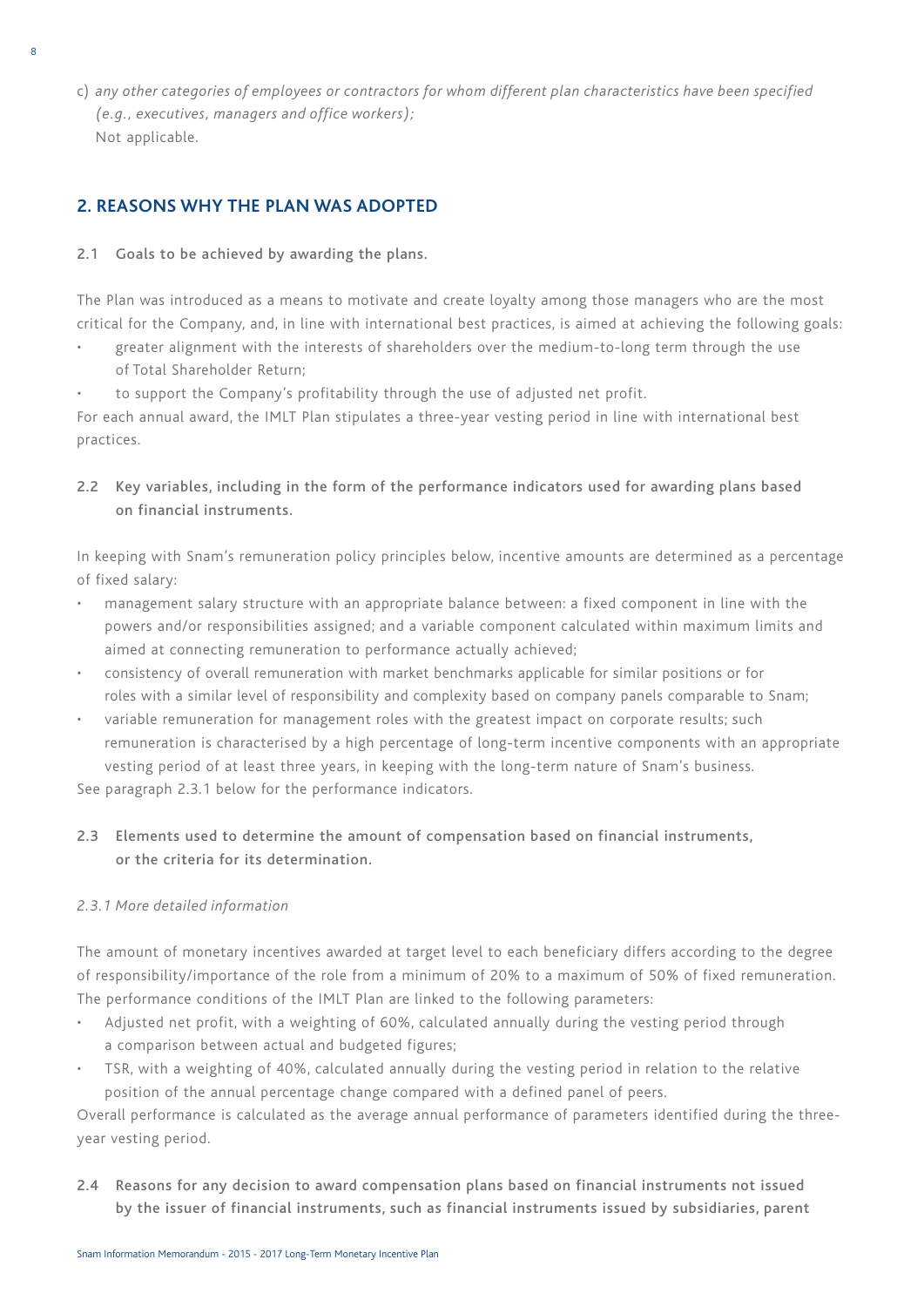c) *any other categories of employees or contractors for whom different plan characteristics have been specified (e.g., executives, managers and office workers);*
Not applicable.

## 2. REASONS WHY THE PLAN WAS ADOPTED

### 2.1 Goals to be achieved by awarding the plans.

The Plan was introduced as a means to motivate and create loyalty among those managers who are the most critical for the Company, and, in line with international best practices, is aimed at achieving the following goals:

- greater alignment with the interests of shareholders over the medium-to-long term through the use of Total Shareholder Return;
- to support the Company's profitability through the use of adjusted net profit.

For each annual award, the IMLT Plan stipulates a three-year vesting period in line with international best practices.

### 2.2 Key variables, including in the form of the performance indicators used for awarding plans based on financial instruments.

In keeping with Snam's remuneration policy principles below, incentive amounts are determined as a percentage of fixed salary:

- management salary structure with an appropriate balance between: a fixed component in line with the powers and/or responsibilities assigned; and a variable component calculated within maximum limits and aimed at connecting remuneration to performance actually achieved;
- consistency of overall remuneration with market benchmarks applicable for similar positions or for roles with a similar level of responsibility and complexity based on company panels comparable to Snam;
- variable remuneration for management roles with the greatest impact on corporate results; such remuneration is characterised by a high percentage of long-term incentive components with an appropriate vesting period of at least three years, in keeping with the long-term nature of Snam's business.

See paragraph 2.3.1 below for the performance indicators.

### 2.3 Elements used to determine the amount of compensation based on financial instruments, or the criteria for its determination.

*2.3.1 More detailed information*

The amount of monetary incentives awarded at target level to each beneficiary differs according to the degree of responsibility/importance of the role from a minimum of 20% to a maximum of 50% of fixed remuneration.
The performance conditions of the IMLT Plan are linked to the following parameters:

- Adjusted net profit, with a weighting of 60%, calculated annually during the vesting period through a comparison between actual and budgeted figures;
- TSR, with a weighting of 40%, calculated annually during the vesting period in relation to the relative position of the annual percentage change compared with a defined panel of peers.

Overall performance is calculated as the average annual performance of parameters identified during the three-year vesting period.

### 2.4 Reasons for any decision to award compensation plans based on financial instruments not issued by the issuer of financial instruments, such as financial instruments issued by subsidiaries, parent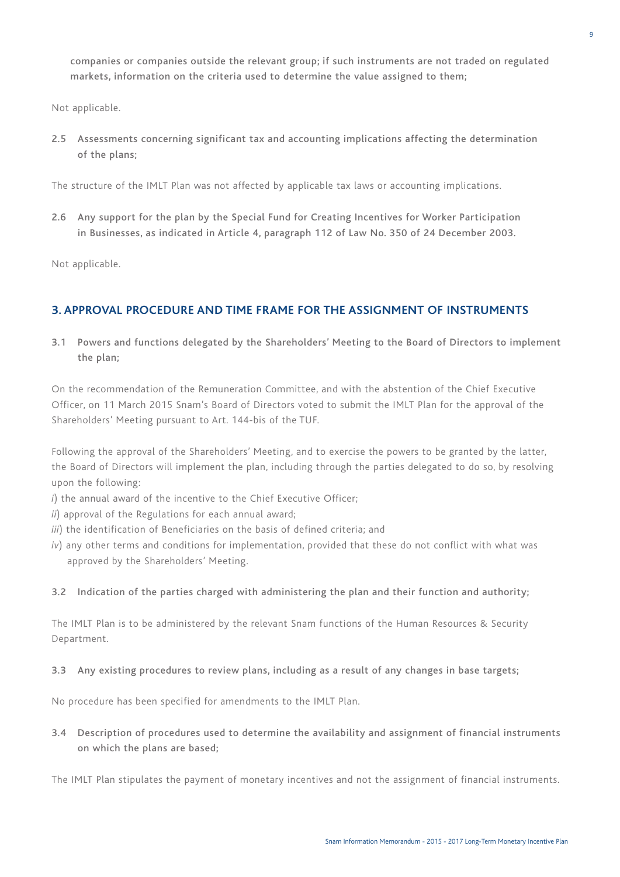companies or companies outside the relevant group; if such instruments are not traded on regulated markets, information on the criteria used to determine the value assigned to them;

Not applicable.

**2.5 Assessments concerning significant tax and accounting implications affecting the determination of the plans;**

The structure of the IMLT Plan was not affected by applicable tax laws or accounting implications.

**2.6 Any support for the plan by the Special Fund for Creating Incentives for Worker Participation in Businesses, as indicated in Article 4, paragraph 112 of Law No. 350 of 24 December 2003.**

Not applicable.

## 3. APPROVAL PROCEDURE AND TIME FRAME FOR THE ASSIGNMENT OF INSTRUMENTS

**3.1 Powers and functions delegated by the Shareholders' Meeting to the Board of Directors to implement the plan;**

On the recommendation of the Remuneration Committee, and with the abstention of the Chief Executive Officer, on 11 March 2015 Snam's Board of Directors voted to submit the IMLT Plan for the approval of the Shareholders' Meeting pursuant to Art. 144-bis of the TUF.

Following the approval of the Shareholders' Meeting, and to exercise the powers to be granted by the latter, the Board of Directors will implement the plan, including through the parties delegated to do so, by resolving upon the following:

*i*) the annual award of the incentive to the Chief Executive Officer;
*ii*) approval of the Regulations for each annual award;
*iii*) the identification of Beneficiaries on the basis of defined criteria; and
*iv*) any other terms and conditions for implementation, provided that these do not conflict with what was approved by the Shareholders' Meeting.

**3.2 Indication of the parties charged with administering the plan and their function and authority;**

The IMLT Plan is to be administered by the relevant Snam functions of the Human Resources & Security Department.

**3.3 Any existing procedures to review plans, including as a result of any changes in base targets;**

No procedure has been specified for amendments to the IMLT Plan.

**3.4 Description of procedures used to determine the availability and assignment of financial instruments on which the plans are based;**

The IMLT Plan stipulates the payment of monetary incentives and not the assignment of financial instruments.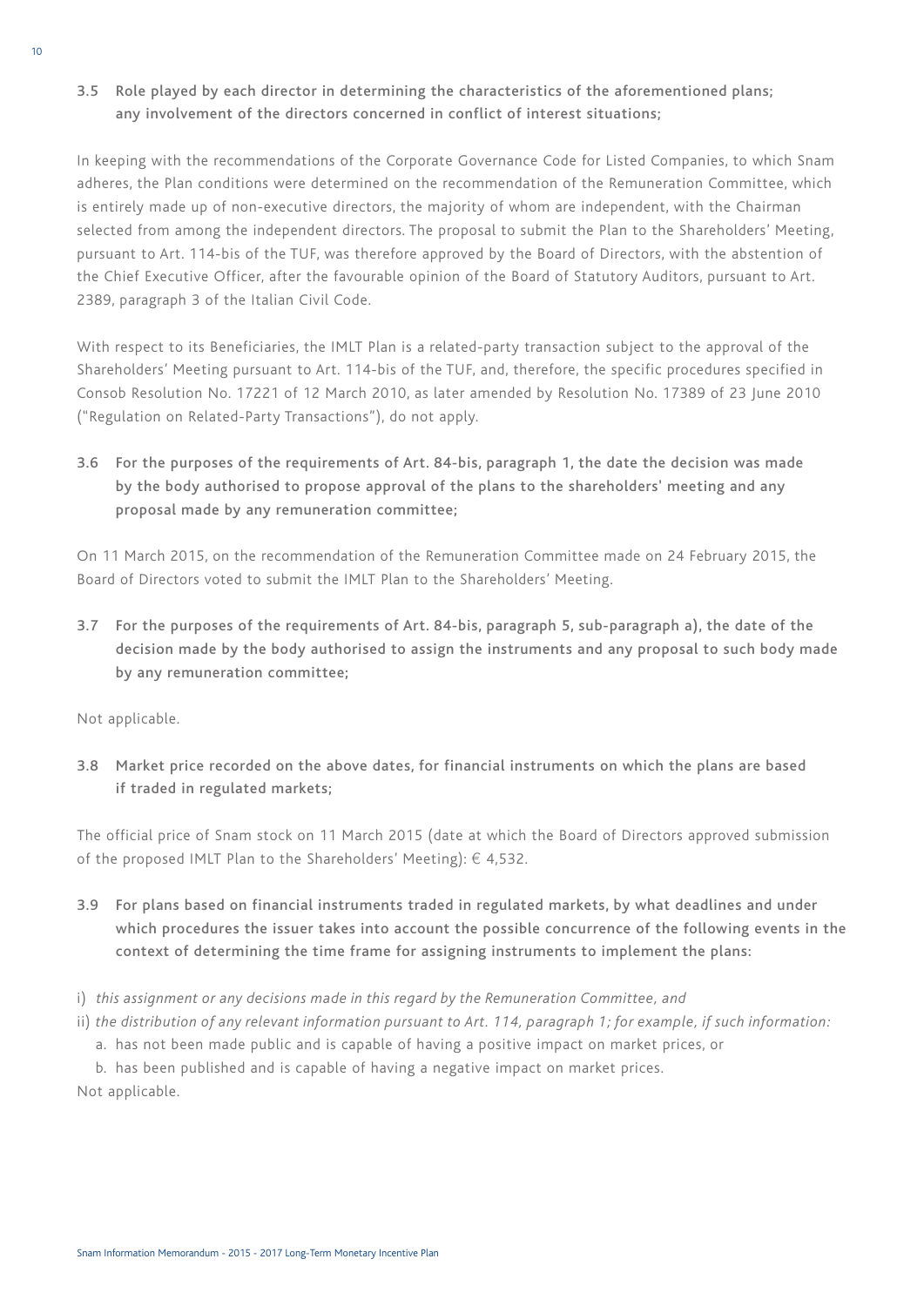### 3.5 Role played by each director in determining the characteristics of the aforementioned plans; any involvement of the directors concerned in conflict of interest situations;

In keeping with the recommendations of the Corporate Governance Code for Listed Companies, to which Snam adheres, the Plan conditions were determined on the recommendation of the Remuneration Committee, which is entirely made up of non-executive directors, the majority of whom are independent, with the Chairman selected from among the independent directors. The proposal to submit the Plan to the Shareholders' Meeting, pursuant to Art. 114-bis of the TUF, was therefore approved by the Board of Directors, with the abstention of the Chief Executive Officer, after the favourable opinion of the Board of Statutory Auditors, pursuant to Art. 2389, paragraph 3 of the Italian Civil Code.

With respect to its Beneficiaries, the IMLT Plan is a related-party transaction subject to the approval of the Shareholders' Meeting pursuant to Art. 114-bis of the TUF, and, therefore, the specific procedures specified in Consob Resolution No. 17221 of 12 March 2010, as later amended by Resolution No. 17389 of 23 June 2010 ("Regulation on Related-Party Transactions"), do not apply.

### 3.6 For the purposes of the requirements of Art. 84-bis, paragraph 1, the date the decision was made by the body authorised to propose approval of the plans to the shareholders' meeting and any proposal made by any remuneration committee;

On 11 March 2015, on the recommendation of the Remuneration Committee made on 24 February 2015, the Board of Directors voted to submit the IMLT Plan to the Shareholders' Meeting.

### 3.7 For the purposes of the requirements of Art. 84-bis, paragraph 5, sub-paragraph a), the date of the decision made by the body authorised to assign the instruments and any proposal to such body made by any remuneration committee;

Not applicable.

### 3.8 Market price recorded on the above dates, for financial instruments on which the plans are based if traded in regulated markets;

The official price of Snam stock on 11 March 2015 (date at which the Board of Directors approved submission of the proposed IMLT Plan to the Shareholders' Meeting): € 4,532.

### 3.9 For plans based on financial instruments traded in regulated markets, by what deadlines and under which procedures the issuer takes into account the possible concurrence of the following events in the context of determining the time frame for assigning instruments to implement the plans:

i) *this assignment or any decisions made in this regard by the Remuneration Committee, and*

ii) *the distribution of any relevant information pursuant to Art. 114, paragraph 1; for example, if such information:*

a. has not been made public and is capable of having a positive impact on market prices, or

b. has been published and is capable of having a negative impact on market prices.

Not applicable.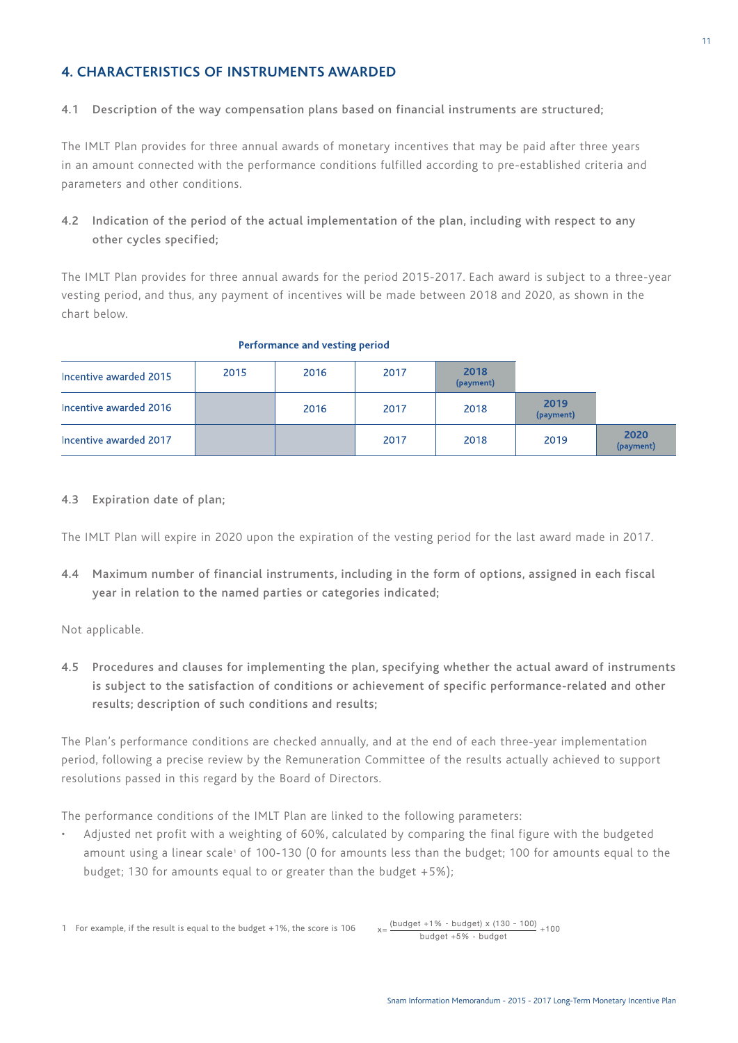## 4. CHARACTERISTICS OF INSTRUMENTS AWARDED

### 4.1 Description of the way compensation plans based on financial instruments are structured;

The IMLT Plan provides for three annual awards of monetary incentives that may be paid after three years in an amount connected with the performance conditions fulfilled according to pre-established criteria and parameters and other conditions.

### 4.2 Indication of the period of the actual implementation of the plan, including with respect to any other cycles specified;

The IMLT Plan provides for three annual awards for the period 2015-2017. Each award is subject to a three-year vesting period, and thus, any payment of incentives will be made between 2018 and 2020, as shown in the chart below.

**Performance and vesting period**

| | | | | | | |
|---|---|---|---|---|---|---|
| Incentive awarded 2015 | 2015 | 2016 | 2017 | **2018 (payment)** | | |
| Incentive awarded 2016 | | 2016 | 2017 | 2018 | **2019 (payment)** | |
| Incentive awarded 2017 | | | 2017 | 2018 | 2019 | **2020 (payment)** |

### 4.3 Expiration date of plan;

The IMLT Plan will expire in 2020 upon the expiration of the vesting period for the last award made in 2017.

### 4.4 Maximum number of financial instruments, including in the form of options, assigned in each fiscal year in relation to the named parties or categories indicated;

Not applicable.

### 4.5 Procedures and clauses for implementing the plan, specifying whether the actual award of instruments is subject to the satisfaction of conditions or achievement of specific performance-related and other results; description of such conditions and results;

The Plan's performance conditions are checked annually, and at the end of each three-year implementation period, following a precise review by the Remuneration Committee of the results actually achieved to support resolutions passed in this regard by the Board of Directors.

The performance conditions of the IMLT Plan are linked to the following parameters:

- Adjusted net profit with a weighting of 60%, calculated by comparing the final figure with the budgeted amount using a linear scale[1] of 100-130 (0 for amounts less than the budget; 100 for amounts equal to the budget; 130 for amounts equal to or greater than the budget +5%);

1 For example, if the result is equal to the budget +1%, the score is 106 $x = \frac{(\text{budget } +1\% - \text{budget}) \times (130 - 100)}{\text{budget } +5\% - \text{budget}} + 100$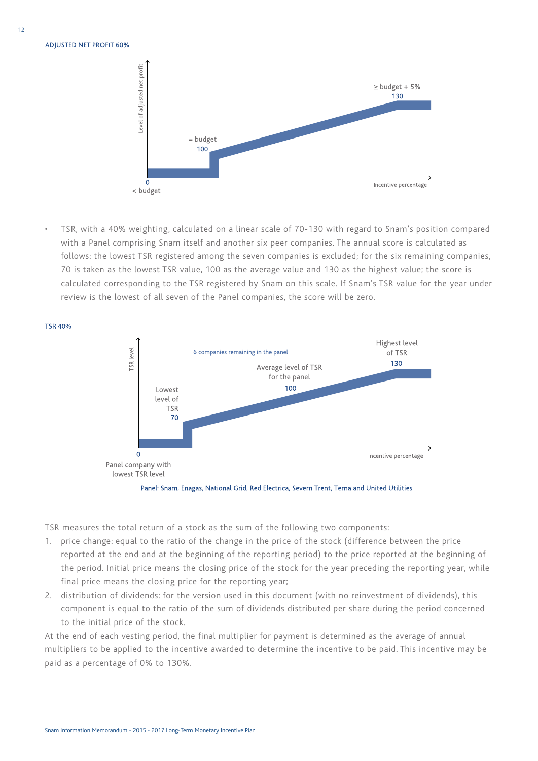ADJUSTED NET PROFIT 60%

Level of adjusted net profit

= budget
100

≥ budget + 5%
130

0
< budget

Incentive percentage

- TSR, with a 40% weighting, calculated on a linear scale of 70-130 with regard to Snam's position compared with a Panel comprising Snam itself and another six peer companies. The annual score is calculated as follows: the lowest TSR registered among the seven companies is excluded; for the six remaining companies, 70 is taken as the lowest TSR value, 100 as the average value and 130 as the highest value; the score is calculated corresponding to the TSR registered by Snam on this scale. If Snam's TSR value for the year under review is the lowest of all seven of the Panel companies, the score will be zero.

TSR 40%

TSR level

6 companies remaining in the panel

Lowest level of TSR
70

Average level of TSR for the panel
100

Highest level of TSR
130

0
Panel company with lowest TSR level

Incentive percentage

Panel: Snam, Enagas, National Grid, Red Electrica, Severn Trent, Terna and United Utilities

TSR measures the total return of a stock as the sum of the following two components:

1. price change: equal to the ratio of the change in the price of the stock (difference between the price reported at the end and at the beginning of the reporting period) to the price reported at the beginning of the period. Initial price means the closing price of the stock for the year preceding the reporting year, while final price means the closing price for the reporting year;
2. distribution of dividends: for the version used in this document (with no reinvestment of dividends), this component is equal to the ratio of the sum of dividends distributed per share during the period concerned to the initial price of the stock.

At the end of each vesting period, the final multiplier for payment is determined as the average of annual multipliers to be applied to the incentive awarded to determine the incentive to be paid. This incentive may be paid as a percentage of 0% to 130%.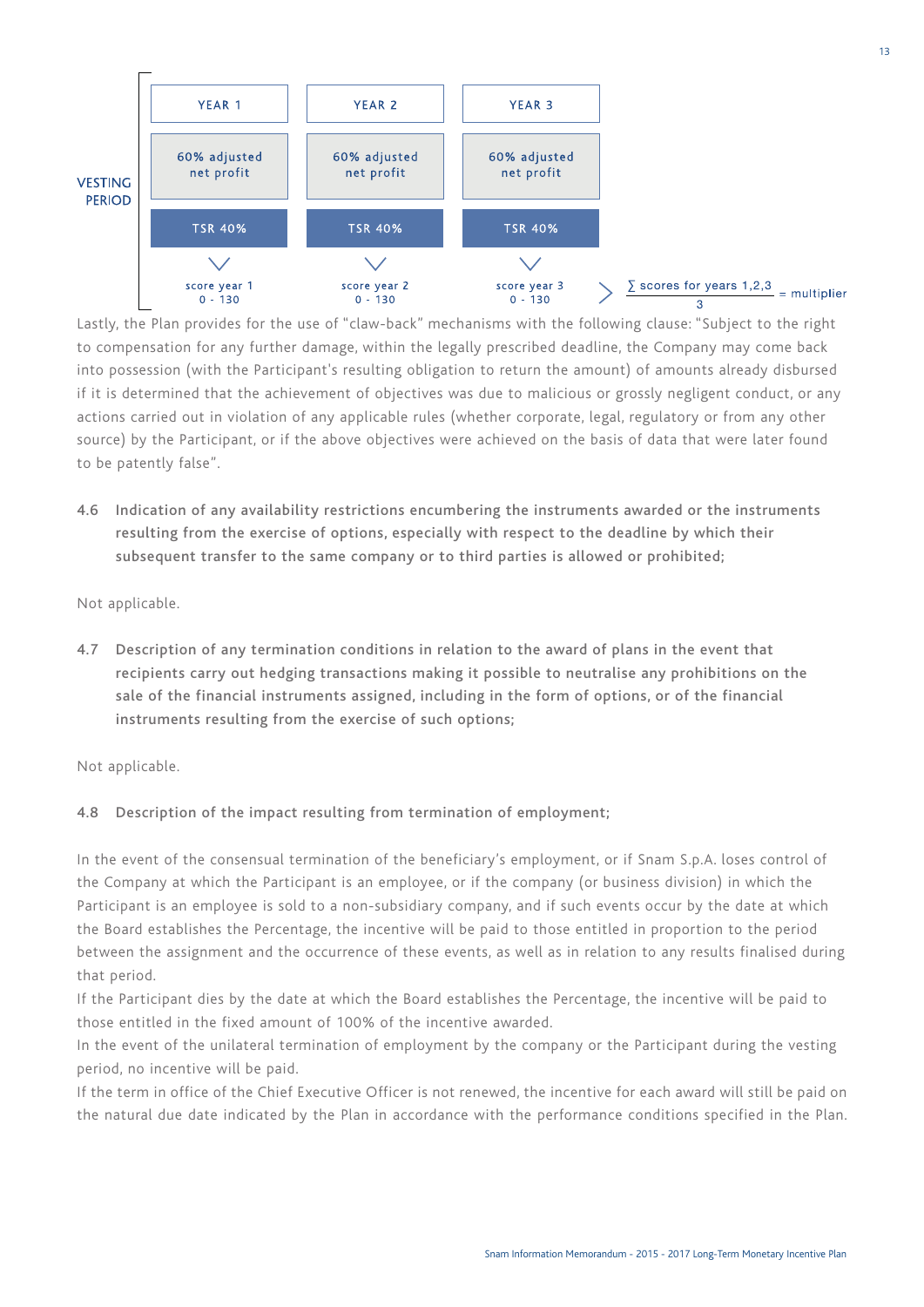| VESTING PERIOD | YEAR 1 | YEAR 2 | YEAR 3 | |
|---|---|---|---|---|
| | 60% adjusted net profit | 60% adjusted net profit | 60% adjusted net profit | |
| | TSR 40% | TSR 40% | TSR 40% | |
| | score year 1 0 - 130 | score year 2 0 - 130 | score year 3 0 - 130 | $\frac{\sum \text{scores for years 1,2,3}}{3}$ = multiplier |

Lastly, the Plan provides for the use of "claw-back" mechanisms with the following clause: "Subject to the right to compensation for any further damage, within the legally prescribed deadline, the Company may come back into possession (with the Participant's resulting obligation to return the amount) of amounts already disbursed if it is determined that the achievement of objectives was due to malicious or grossly negligent conduct, or any actions carried out in violation of any applicable rules (whether corporate, legal, regulatory or from any other source) by the Participant, or if the above objectives were achieved on the basis of data that were later found to be patently false".

**4.6 Indication of any availability restrictions encumbering the instruments awarded or the instruments resulting from the exercise of options, especially with respect to the deadline by which their subsequent transfer to the same company or to third parties is allowed or prohibited;**

Not applicable.

**4.7 Description of any termination conditions in relation to the award of plans in the event that recipients carry out hedging transactions making it possible to neutralise any prohibitions on the sale of the financial instruments assigned, including in the form of options, or of the financial instruments resulting from the exercise of such options;**

Not applicable.

**4.8 Description of the impact resulting from termination of employment;**

In the event of the consensual termination of the beneficiary's employment, or if Snam S.p.A. loses control of the Company at which the Participant is an employee, or if the company (or business division) in which the Participant is an employee is sold to a non-subsidiary company, and if such events occur by the date at which the Board establishes the Percentage, the incentive will be paid to those entitled in proportion to the period between the assignment and the occurrence of these events, as well as in relation to any results finalised during that period.

If the Participant dies by the date at which the Board establishes the Percentage, the incentive will be paid to those entitled in the fixed amount of 100% of the incentive awarded.

In the event of the unilateral termination of employment by the company or the Participant during the vesting period, no incentive will be paid.

If the term in office of the Chief Executive Officer is not renewed, the incentive for each award will still be paid on the natural due date indicated by the Plan in accordance with the performance conditions specified in the Plan.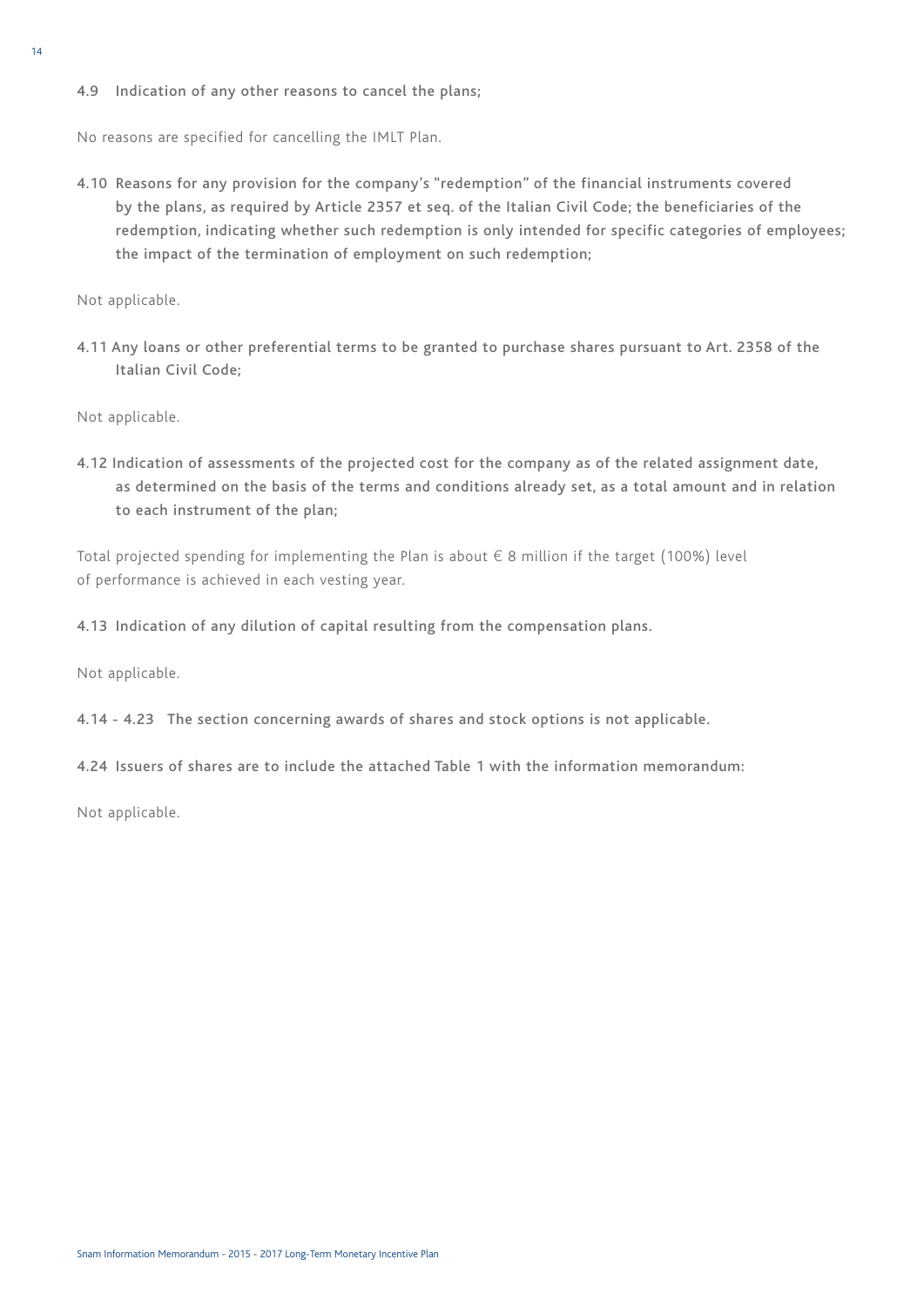#### 4.9 Indication of any other reasons to cancel the plans;

No reasons are specified for cancelling the IMLT Plan.

#### 4.10 Reasons for any provision for the company's "redemption" of the financial instruments covered by the plans, as required by Article 2357 et seq. of the Italian Civil Code; the beneficiaries of the redemption, indicating whether such redemption is only intended for specific categories of employees; the impact of the termination of employment on such redemption;

Not applicable.

#### 4.11 Any loans or other preferential terms to be granted to purchase shares pursuant to Art. 2358 of the Italian Civil Code;

Not applicable.

#### 4.12 Indication of assessments of the projected cost for the company as of the related assignment date, as determined on the basis of the terms and conditions already set, as a total amount and in relation to each instrument of the plan;

Total projected spending for implementing the Plan is about € 8 million if the target (100%) level of performance is achieved in each vesting year.

#### 4.13 Indication of any dilution of capital resulting from the compensation plans.

Not applicable.

#### 4.14 - 4.23 The section concerning awards of shares and stock options is not applicable.

#### 4.24 Issuers of shares are to include the attached Table 1 with the information memorandum:

Not applicable.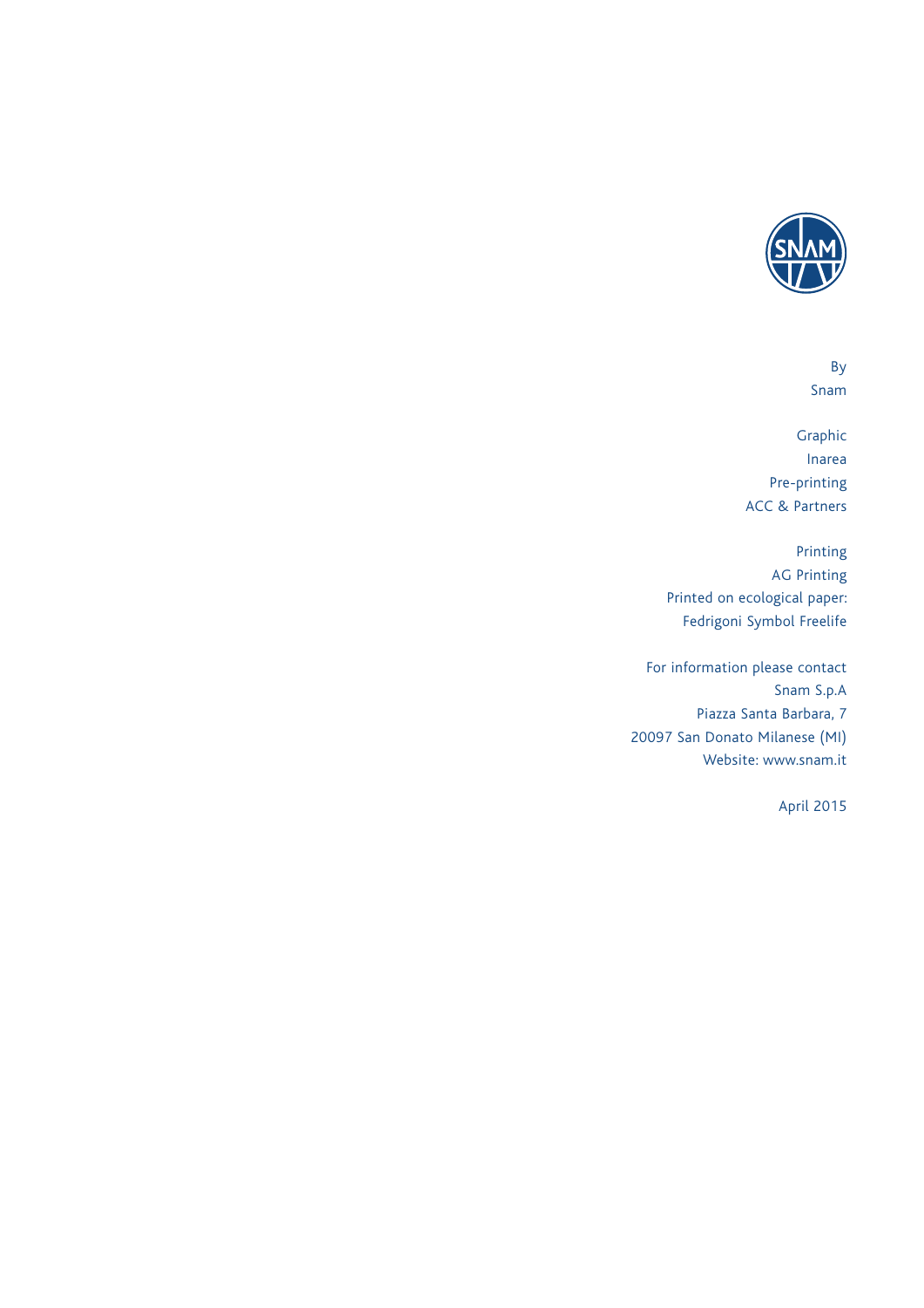By
Snam

Graphic
Inarea
Pre-printing
ACC & Partners

Printing
AG Printing
Printed on ecological paper:
Fedrigoni Symbol Freelife

For information please contact
Snam S.p.A
Piazza Santa Barbara, 7
20097 San Donato Milanese (MI)
Website: www.snam.it

April 2015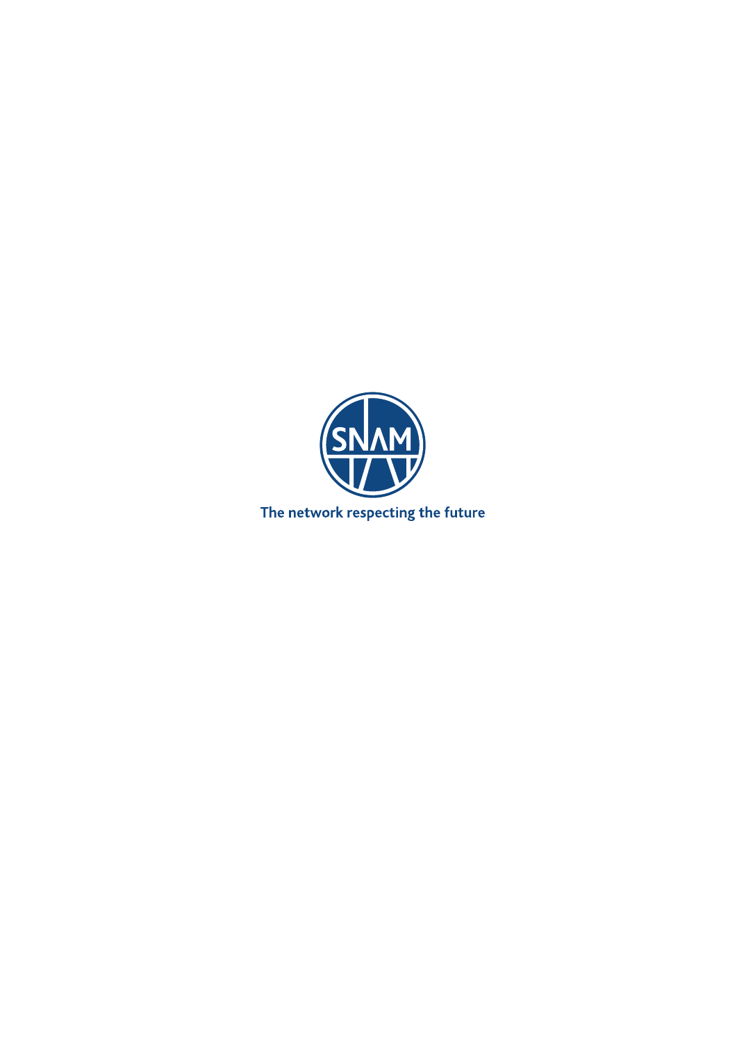SNAM

The network respecting the future